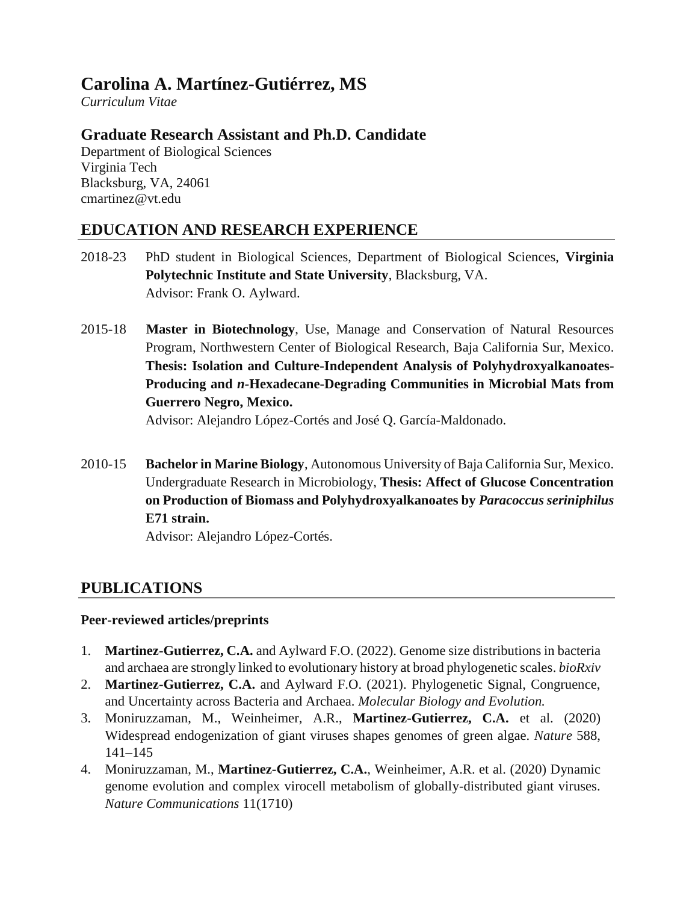# Carolina A. Martínez-Gutiérrez, MS

*Curriculum Vitae*

## Graduate Research Assistant and Ph.D. Candidate

Department of Biological Sciences
Virginia Tech
Blacksburg, VA, 24061
cmartinez@vt.edu

## EDUCATION AND RESEARCH EXPERIENCE

2018-23 PhD student in Biological Sciences, Department of Biological Sciences, **Virginia Polytechnic Institute and State University**, Blacksburg, VA.
Advisor: Frank O. Aylward.

2015-18 **Master in Biotechnology**, Use, Manage and Conservation of Natural Resources Program, Northwestern Center of Biological Research, Baja California Sur, Mexico.
**Thesis: Isolation and Culture-Independent Analysis of Polyhydroxyalkanoates-Producing and *n*-Hexadecane-Degrading Communities in Microbial Mats from Guerrero Negro, Mexico.**
Advisor: Alejandro López-Cortés and José Q. García-Maldonado.

2010-15 **Bachelor in Marine Biology**, Autonomous University of Baja California Sur, Mexico.
Undergraduate Research in Microbiology, **Thesis: Affect of Glucose Concentration on Production of Biomass and Polyhydroxyalkanoates by *Paracoccus seriniphilus* E71 strain.**
Advisor: Alejandro López-Cortés.

## PUBLICATIONS

**Peer-reviewed articles/preprints**

1. **Martinez-Gutierrez, C.A.** and Aylward F.O. (2022). Genome size distributions in bacteria and archaea are strongly linked to evolutionary history at broad phylogenetic scales. *bioRxiv*
2. **Martinez-Gutierrez, C.A.** and Aylward F.O. (2021). Phylogenetic Signal, Congruence, and Uncertainty across Bacteria and Archaea. *Molecular Biology and Evolution.*
3. Moniruzzaman, M., Weinheimer, A.R., **Martinez-Gutierrez, C.A.** et al. (2020) Widespread endogenization of giant viruses shapes genomes of green algae. *Nature* 588, 141–145
4. Moniruzzaman, M., **Martinez-Gutierrez, C.A.**, Weinheimer, A.R. et al. (2020) Dynamic genome evolution and complex virocell metabolism of globally-distributed giant viruses. *Nature Communications* 11(1710)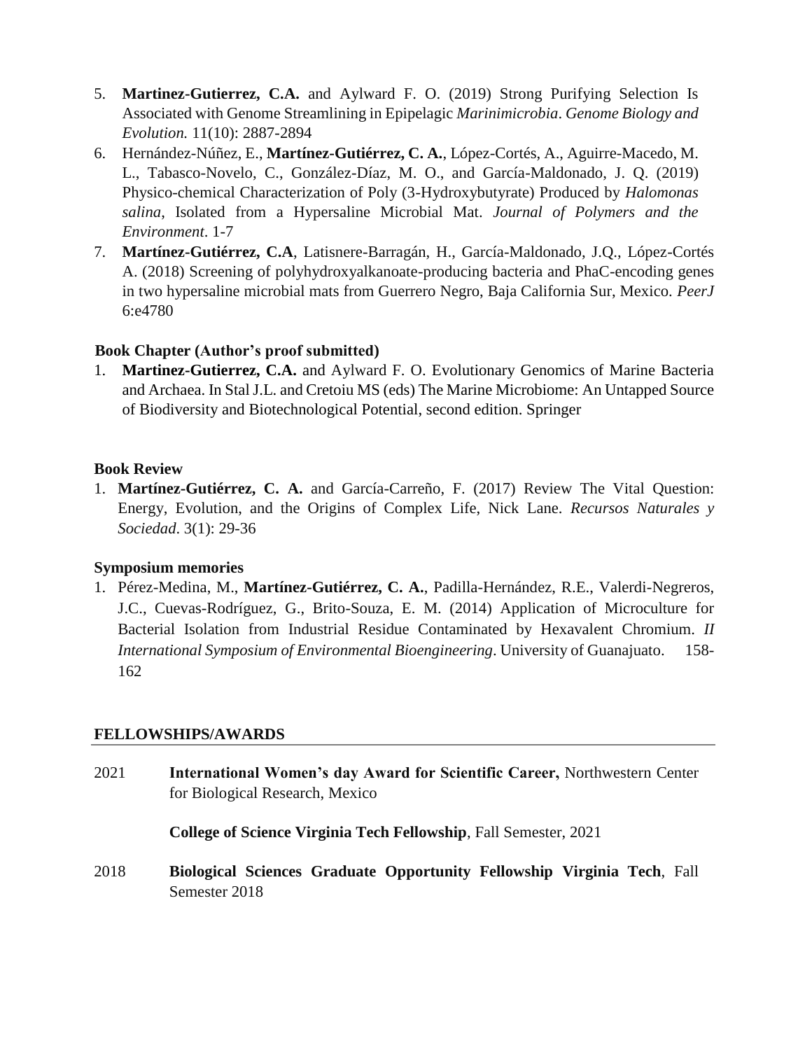5. **Martinez-Gutierrez, C.A.** and Aylward F. O. (2019) Strong Purifying Selection Is Associated with Genome Streamlining in Epipelagic *Marinimicrobia*. *Genome Biology and Evolution.* 11(10): 2887-2894
6. Hernández-Núñez, E., **Martínez-Gutiérrez, C. A.**, López-Cortés, A., Aguirre-Macedo, M. L., Tabasco-Novelo, C., González-Díaz, M. O., and García-Maldonado, J. Q. (2019) Physico-chemical Characterization of Poly (3-Hydroxybutyrate) Produced by *Halomonas salina*, Isolated from a Hypersaline Microbial Mat. *Journal of Polymers and the Environment*. 1-7
7. **Martínez-Gutiérrez, C.A**, Latisnere-Barragán, H., García-Maldonado, J.Q., López-Cortés A. (2018) Screening of polyhydroxyalkanoate-producing bacteria and PhaC-encoding genes in two hypersaline microbial mats from Guerrero Negro, Baja California Sur, Mexico. *PeerJ* 6:e4780

**Book Chapter (Author's proof submitted)**

1. **Martinez-Gutierrez, C.A.** and Aylward F. O. Evolutionary Genomics of Marine Bacteria and Archaea. In Stal J.L. and Cretoiu MS (eds) The Marine Microbiome: An Untapped Source of Biodiversity and Biotechnological Potential, second edition. Springer

**Book Review**

1. **Martínez-Gutiérrez, C. A.** and García-Carreño, F. (2017) Review The Vital Question: Energy, Evolution, and the Origins of Complex Life, Nick Lane. *Recursos Naturales y Sociedad*. 3(1): 29-36

**Symposium memories**

1. Pérez-Medina, M., **Martínez-Gutiérrez, C. A.**, Padilla-Hernández, R.E., Valerdi-Negreros, J.C., Cuevas-Rodríguez, G., Brito-Souza, E. M. (2014) Application of Microculture for Bacterial Isolation from Industrial Residue Contaminated by Hexavalent Chromium. *II International Symposium of Environmental Bioengineering*. University of Guanajuato. 158-162

## FELLOWSHIPS/AWARDS

2021 **International Women's day Award for Scientific Career,** Northwestern Center for Biological Research, Mexico

**College of Science Virginia Tech Fellowship**, Fall Semester, 2021

2018 **Biological Sciences Graduate Opportunity Fellowship Virginia Tech**, Fall Semester 2018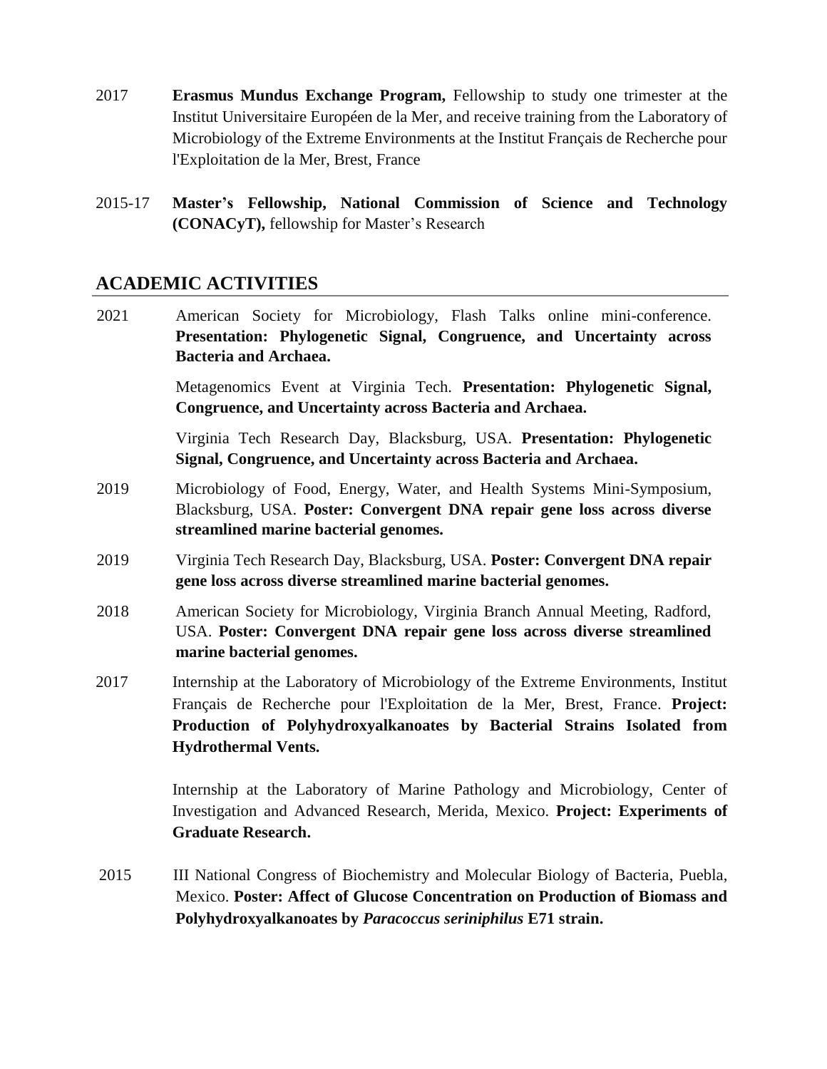2017 **Erasmus Mundus Exchange Program,** Fellowship to study one trimester at the Institut Universitaire Européen de la Mer, and receive training from the Laboratory of Microbiology of the Extreme Environments at the Institut Français de Recherche pour l'Exploitation de la Mer, Brest, France

2015-17 **Master's Fellowship, National Commission of Science and Technology (CONACyT),** fellowship for Master's Research

## ACADEMIC ACTIVITIES

2021 American Society for Microbiology, Flash Talks online mini-conference. **Presentation: Phylogenetic Signal, Congruence, and Uncertainty across Bacteria and Archaea.**

Metagenomics Event at Virginia Tech. **Presentation: Phylogenetic Signal, Congruence, and Uncertainty across Bacteria and Archaea.**

Virginia Tech Research Day, Blacksburg, USA. **Presentation: Phylogenetic Signal, Congruence, and Uncertainty across Bacteria and Archaea.**

2019 Microbiology of Food, Energy, Water, and Health Systems Mini-Symposium, Blacksburg, USA. **Poster: Convergent DNA repair gene loss across diverse streamlined marine bacterial genomes.**

2019 Virginia Tech Research Day, Blacksburg, USA. **Poster: Convergent DNA repair gene loss across diverse streamlined marine bacterial genomes.**

2018 American Society for Microbiology, Virginia Branch Annual Meeting, Radford, USA. **Poster: Convergent DNA repair gene loss across diverse streamlined marine bacterial genomes.**

2017 Internship at the Laboratory of Microbiology of the Extreme Environments, Institut Français de Recherche pour l'Exploitation de la Mer, Brest, France. **Project: Production of Polyhydroxyalkanoates by Bacterial Strains Isolated from Hydrothermal Vents.**

Internship at the Laboratory of Marine Pathology and Microbiology, Center of Investigation and Advanced Research, Merida, Mexico. **Project: Experiments of Graduate Research.**

2015 III National Congress of Biochemistry and Molecular Biology of Bacteria, Puebla, Mexico. **Poster: Affect of Glucose Concentration on Production of Biomass and Polyhydroxyalkanoates by *Paracoccus seriniphilus* E71 strain.**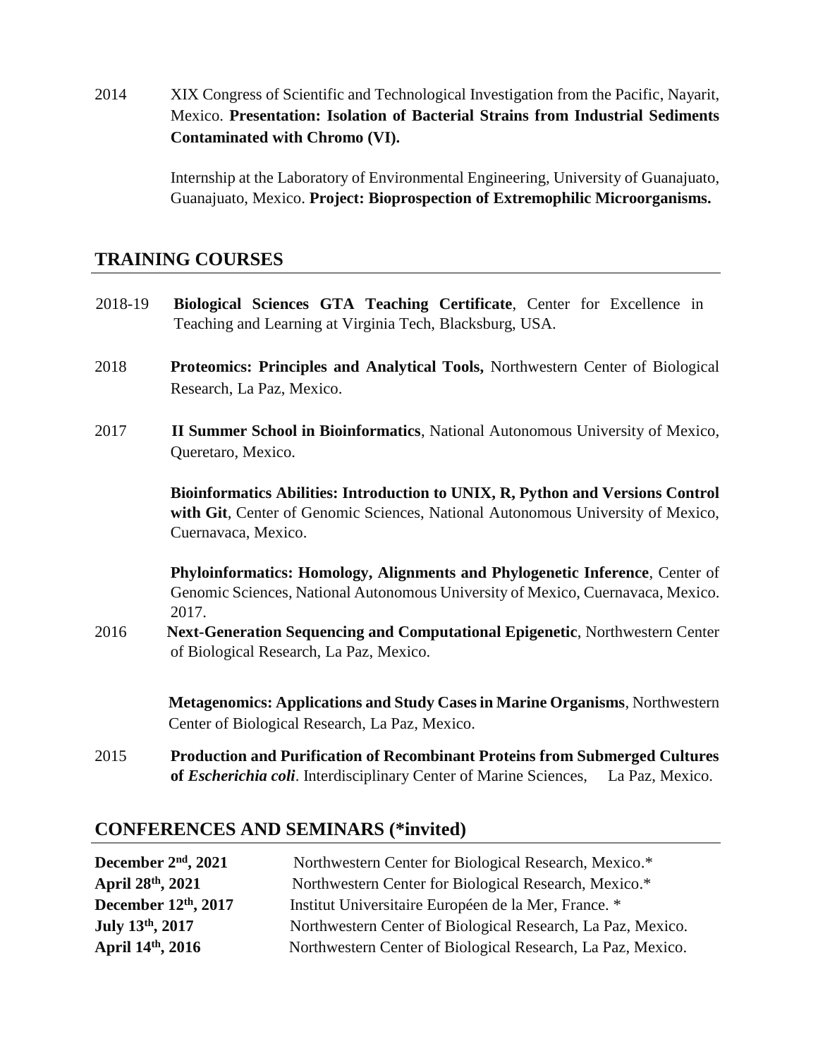2014 XIX Congress of Scientific and Technological Investigation from the Pacific, Nayarit, Mexico. **Presentation: Isolation of Bacterial Strains from Industrial Sediments Contaminated with Chromo (VI).**

Internship at the Laboratory of Environmental Engineering, University of Guanajuato, Guanajuato, Mexico. **Project: Bioprospection of Extremophilic Microorganisms.**

## TRAINING COURSES

2018-19 **Biological Sciences GTA Teaching Certificate**, Center for Excellence in Teaching and Learning at Virginia Tech, Blacksburg, USA.

2018 **Proteomics: Principles and Analytical Tools,** Northwestern Center of Biological Research, La Paz, Mexico.

2017 **II Summer School in Bioinformatics**, National Autonomous University of Mexico, Queretaro, Mexico.

**Bioinformatics Abilities: Introduction to UNIX, R, Python and Versions Control with Git**, Center of Genomic Sciences, National Autonomous University of Mexico, Cuernavaca, Mexico.

**Phyloinformatics: Homology, Alignments and Phylogenetic Inference**, Center of Genomic Sciences, National Autonomous University of Mexico, Cuernavaca, Mexico. 2017.

2016 **Next-Generation Sequencing and Computational Epigenetic**, Northwestern Center of Biological Research, La Paz, Mexico.

**Metagenomics: Applications and Study Cases in Marine Organisms**, Northwestern Center of Biological Research, La Paz, Mexico.

2015 **Production and Purification of Recombinant Proteins from Submerged Cultures of *Escherichia coli***. Interdisciplinary Center of Marine Sciences, La Paz, Mexico.

## CONFERENCES AND SEMINARS (*invited)

**December 2nd, 2021** Northwestern Center for Biological Research, Mexico.*

**April 28th, 2021** Northwestern Center for Biological Research, Mexico.*

**December 12th, 2017** Institut Universitaire Européen de la Mer, France. *

**July 13th, 2017** Northwestern Center of Biological Research, La Paz, Mexico.

**April 14th, 2016** Northwestern Center of Biological Research, La Paz, Mexico.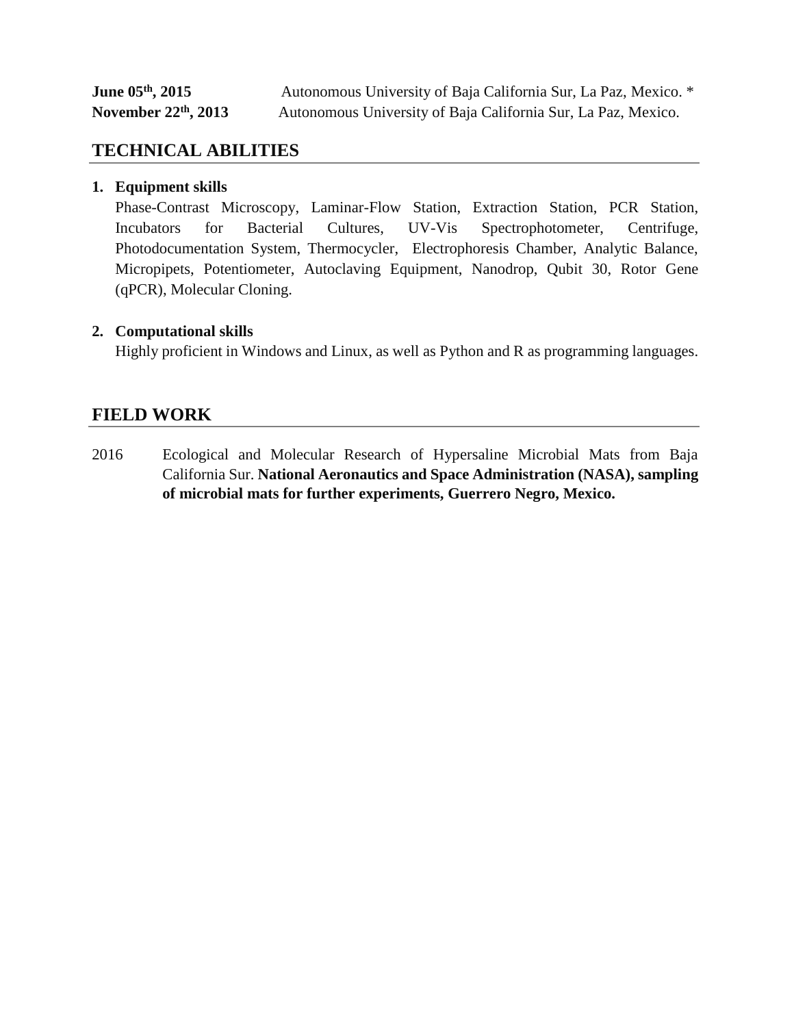**June 05th, 2015** Autonomous University of Baja California Sur, La Paz, Mexico. *
**November 22th, 2013** Autonomous University of Baja California Sur, La Paz, Mexico.

## TECHNICAL ABILITIES

1. **Equipment skills**
   Phase-Contrast Microscopy, Laminar-Flow Station, Extraction Station, PCR Station, Incubators for Bacterial Cultures, UV-Vis Spectrophotometer, Centrifuge, Photodocumentation System, Thermocycler, Electrophoresis Chamber, Analytic Balance, Micropipets, Potentiometer, Autoclaving Equipment, Nanodrop, Qubit 30, Rotor Gene (qPCR), Molecular Cloning.

2. **Computational skills**
   Highly proficient in Windows and Linux, as well as Python and R as programming languages.

## FIELD WORK

2016 Ecological and Molecular Research of Hypersaline Microbial Mats from Baja California Sur. **National Aeronautics and Space Administration (NASA), sampling of microbial mats for further experiments, Guerrero Negro, Mexico.**